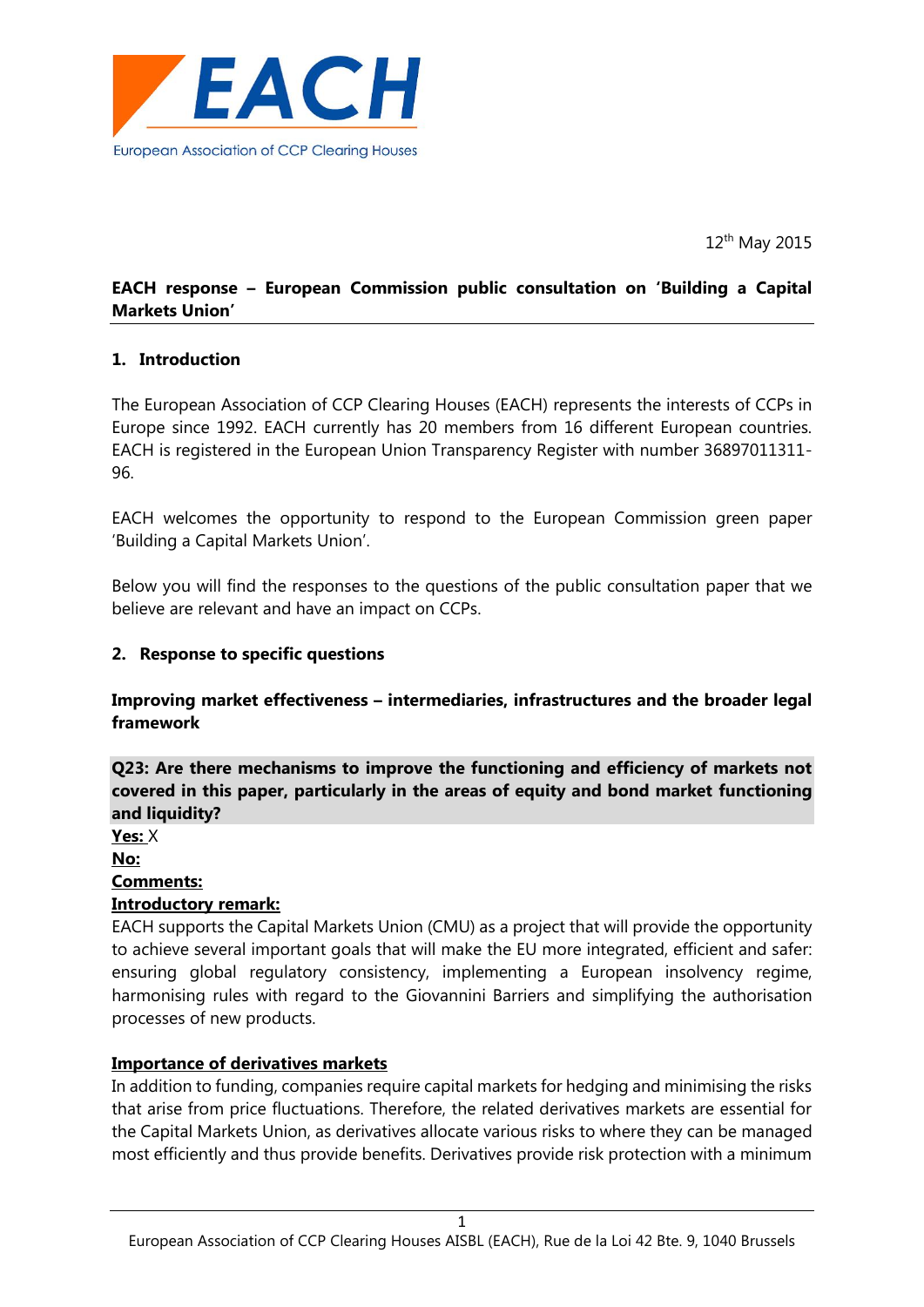EACH

European Association of CCP Clearing Houses

12th May 2015

**EACH response – European Commission public consultation on 'Building a Capital Markets Union'**

## 1. Introduction

The European Association of CCP Clearing Houses (EACH) represents the interests of CCPs in Europe since 1992. EACH currently has 20 members from 16 different European countries. EACH is registered in the European Union Transparency Register with number 36897011311-96.

EACH welcomes the opportunity to respond to the European Commission green paper 'Building a Capital Markets Union'.

Below you will find the responses to the questions of the public consultation paper that we believe are relevant and have an impact on CCPs.

## 2. Response to specific questions

### Improving market effectiveness – intermediaries, infrastructures and the broader legal framework

**Q23: Are there mechanisms to improve the functioning and efficiency of markets not covered in this paper, particularly in the areas of equity and bond market functioning and liquidity?**

**Yes:** X

**No:**

**Comments:**

**Introductory remark:**

EACH supports the Capital Markets Union (CMU) as a project that will provide the opportunity to achieve several important goals that will make the EU more integrated, efficient and safer: ensuring global regulatory consistency, implementing a European insolvency regime, harmonising rules with regard to the Giovannini Barriers and simplifying the authorisation processes of new products.

**Importance of derivatives markets**

In addition to funding, companies require capital markets for hedging and minimising the risks that arise from price fluctuations. Therefore, the related derivatives markets are essential for the Capital Markets Union, as derivatives allocate various risks to where they can be managed most efficiently and thus provide benefits. Derivatives provide risk protection with a minimum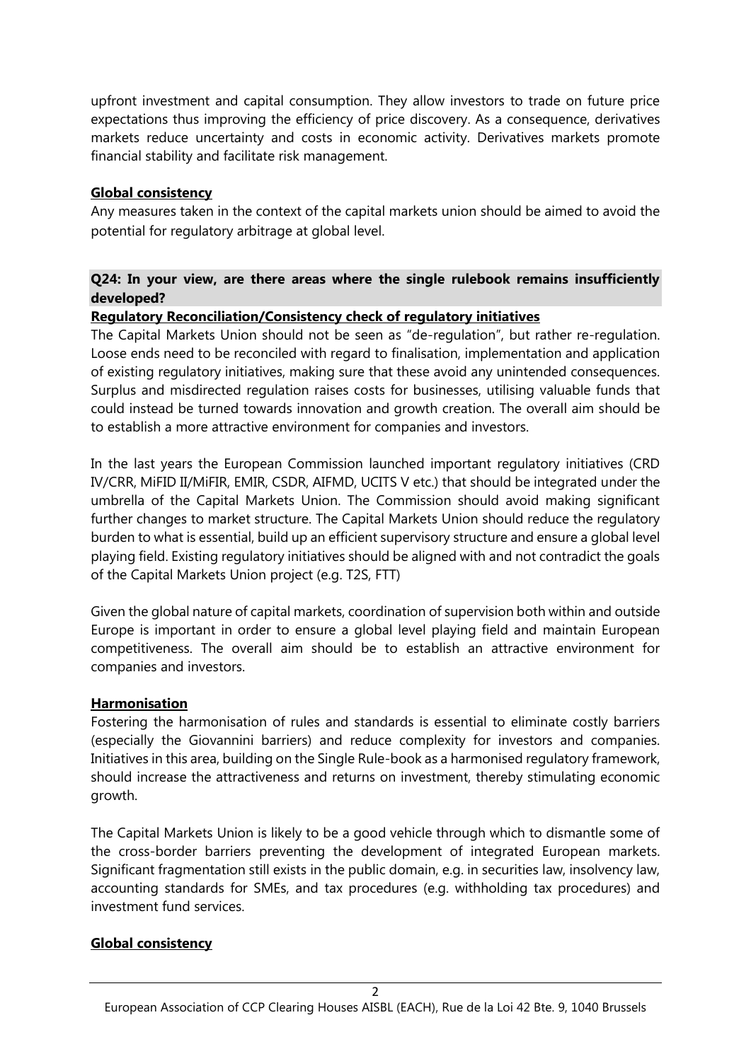upfront investment and capital consumption. They allow investors to trade on future price expectations thus improving the efficiency of price discovery. As a consequence, derivatives markets reduce uncertainty and costs in economic activity. Derivatives markets promote financial stability and facilitate risk management.

**Global consistency**

Any measures taken in the context of the capital markets union should be aimed to avoid the potential for regulatory arbitrage at global level.

**Q24: In your view, are there areas where the single rulebook remains insufficiently developed?**

**Regulatory Reconciliation/Consistency check of regulatory initiatives**

The Capital Markets Union should not be seen as "de-regulation", but rather re-regulation. Loose ends need to be reconciled with regard to finalisation, implementation and application of existing regulatory initiatives, making sure that these avoid any unintended consequences. Surplus and misdirected regulation raises costs for businesses, utilising valuable funds that could instead be turned towards innovation and growth creation. The overall aim should be to establish a more attractive environment for companies and investors.

In the last years the European Commission launched important regulatory initiatives (CRD IV/CRR, MiFID II/MiFIR, EMIR, CSDR, AIFMD, UCITS V etc.) that should be integrated under the umbrella of the Capital Markets Union. The Commission should avoid making significant further changes to market structure. The Capital Markets Union should reduce the regulatory burden to what is essential, build up an efficient supervisory structure and ensure a global level playing field. Existing regulatory initiatives should be aligned with and not contradict the goals of the Capital Markets Union project (e.g. T2S, FTT)

Given the global nature of capital markets, coordination of supervision both within and outside Europe is important in order to ensure a global level playing field and maintain European competitiveness. The overall aim should be to establish an attractive environment for companies and investors.

**Harmonisation**

Fostering the harmonisation of rules and standards is essential to eliminate costly barriers (especially the Giovannini barriers) and reduce complexity for investors and companies. Initiatives in this area, building on the Single Rule-book as a harmonised regulatory framework, should increase the attractiveness and returns on investment, thereby stimulating economic growth.

The Capital Markets Union is likely to be a good vehicle through which to dismantle some of the cross-border barriers preventing the development of integrated European markets. Significant fragmentation still exists in the public domain, e.g. in securities law, insolvency law, accounting standards for SMEs, and tax procedures (e.g. withholding tax procedures) and investment fund services.

**Global consistency**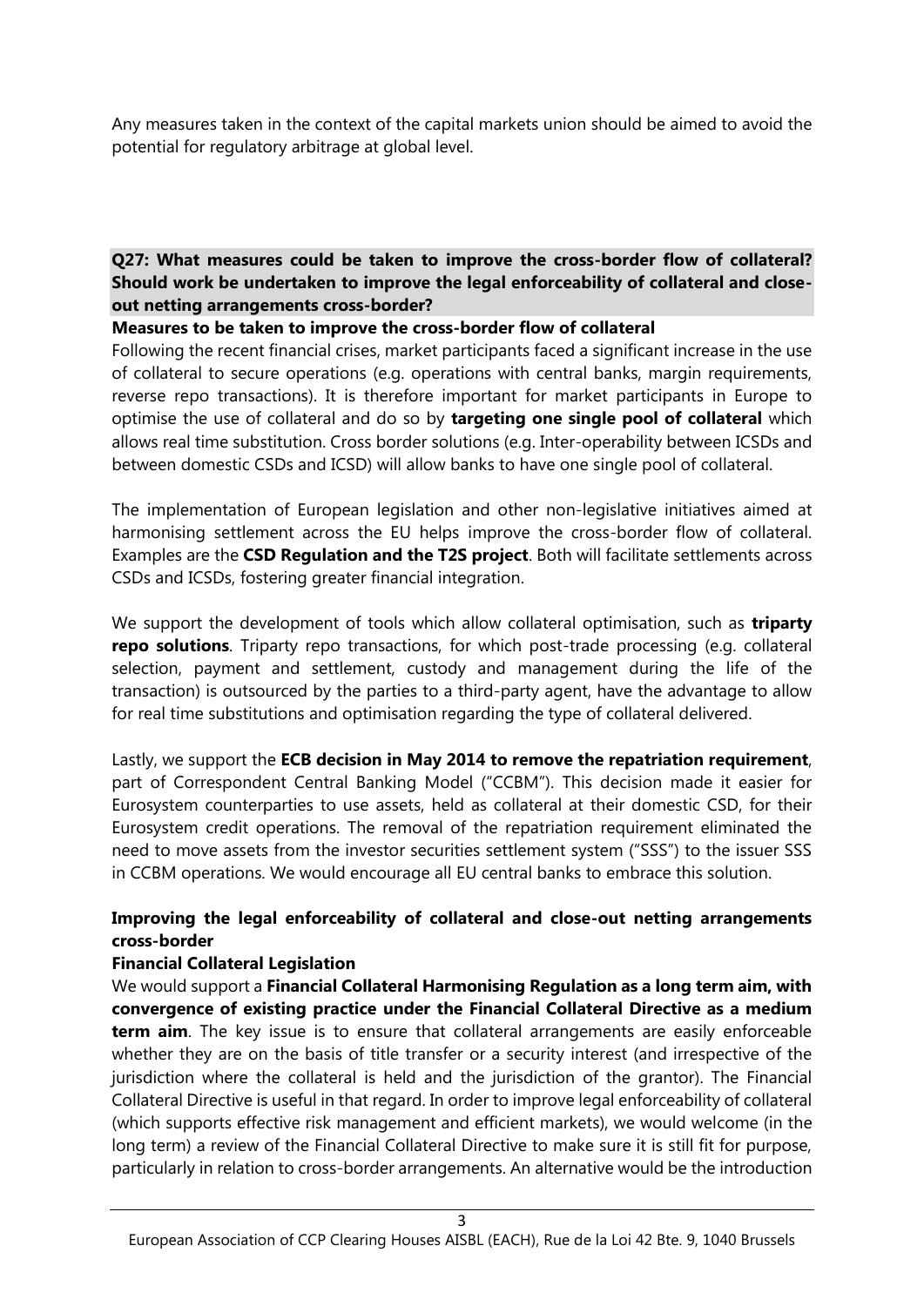Any measures taken in the context of the capital markets union should be aimed to avoid the potential for regulatory arbitrage at global level.

**Q27: What measures could be taken to improve the cross-border flow of collateral? Should work be undertaken to improve the legal enforceability of collateral and close-out netting arrangements cross-border?**

**Measures to be taken to improve the cross-border flow of collateral**

Following the recent financial crises, market participants faced a significant increase in the use of collateral to secure operations (e.g. operations with central banks, margin requirements, reverse repo transactions). It is therefore important for market participants in Europe to optimise the use of collateral and do so by **targeting one single pool of collateral** which allows real time substitution. Cross border solutions (e.g. Inter-operability between ICSDs and between domestic CSDs and ICSD) will allow banks to have one single pool of collateral.

The implementation of European legislation and other non-legislative initiatives aimed at harmonising settlement across the EU helps improve the cross-border flow of collateral. Examples are the **CSD Regulation and the T2S project**. Both will facilitate settlements across CSDs and ICSDs, fostering greater financial integration.

We support the development of tools which allow collateral optimisation, such as **triparty repo solutions**. Triparty repo transactions, for which post-trade processing (e.g. collateral selection, payment and settlement, custody and management during the life of the transaction) is outsourced by the parties to a third-party agent, have the advantage to allow for real time substitutions and optimisation regarding the type of collateral delivered.

Lastly, we support the **ECB decision in May 2014 to remove the repatriation requirement**, part of Correspondent Central Banking Model ("CCBM"). This decision made it easier for Eurosystem counterparties to use assets, held as collateral at their domestic CSD, for their Eurosystem credit operations. The removal of the repatriation requirement eliminated the need to move assets from the investor securities settlement system ("SSS") to the issuer SSS in CCBM operations. We would encourage all EU central banks to embrace this solution.

**Improving the legal enforceability of collateral and close-out netting arrangements cross-border**

**Financial Collateral Legislation**

We would support a **Financial Collateral Harmonising Regulation as a long term aim, with convergence of existing practice under the Financial Collateral Directive as a medium term aim**. The key issue is to ensure that collateral arrangements are easily enforceable whether they are on the basis of title transfer or a security interest (and irrespective of the jurisdiction where the collateral is held and the jurisdiction of the grantor). The Financial Collateral Directive is useful in that regard. In order to improve legal enforceability of collateral (which supports effective risk management and efficient markets), we would welcome (in the long term) a review of the Financial Collateral Directive to make sure it is still fit for purpose, particularly in relation to cross-border arrangements. An alternative would be the introduction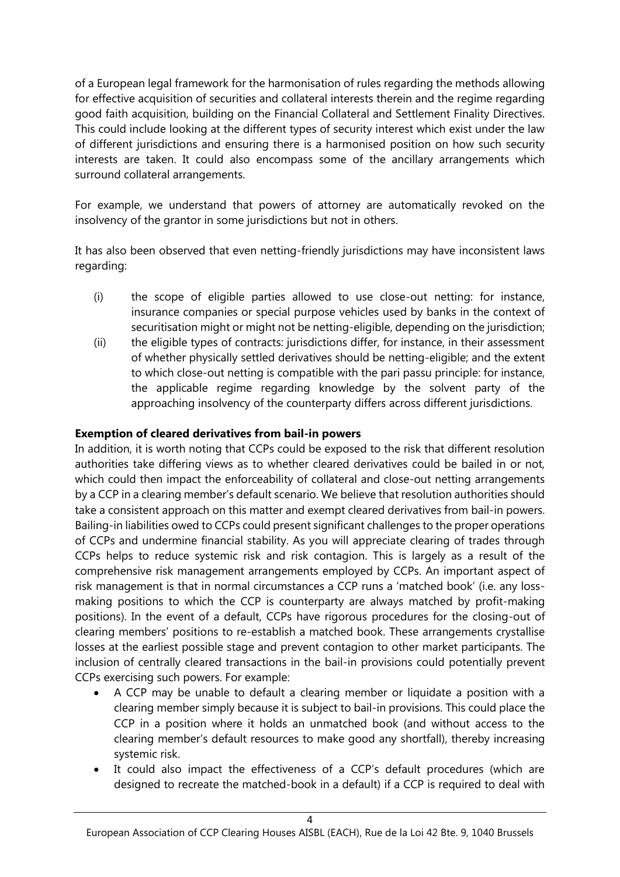of a European legal framework for the harmonisation of rules regarding the methods allowing for effective acquisition of securities and collateral interests therein and the regime regarding good faith acquisition, building on the Financial Collateral and Settlement Finality Directives. This could include looking at the different types of security interest which exist under the law of different jurisdictions and ensuring there is a harmonised position on how such security interests are taken. It could also encompass some of the ancillary arrangements which surround collateral arrangements.

For example, we understand that powers of attorney are automatically revoked on the insolvency of the grantor in some jurisdictions but not in others.

It has also been observed that even netting-friendly jurisdictions may have inconsistent laws regarding:

(i) the scope of eligible parties allowed to use close-out netting: for instance, insurance companies or special purpose vehicles used by banks in the context of securitisation might or might not be netting-eligible, depending on the jurisdiction;

(ii) the eligible types of contracts: jurisdictions differ, for instance, in their assessment of whether physically settled derivatives should be netting-eligible; and the extent to which close-out netting is compatible with the pari passu principle: for instance, the applicable regime regarding knowledge by the solvent party of the approaching insolvency of the counterparty differs across different jurisdictions.

**Exemption of cleared derivatives from bail-in powers**

In addition, it is worth noting that CCPs could be exposed to the risk that different resolution authorities take differing views as to whether cleared derivatives could be bailed in or not, which could then impact the enforceability of collateral and close-out netting arrangements by a CCP in a clearing member's default scenario. We believe that resolution authorities should take a consistent approach on this matter and exempt cleared derivatives from bail-in powers. Bailing-in liabilities owed to CCPs could present significant challenges to the proper operations of CCPs and undermine financial stability. As you will appreciate clearing of trades through CCPs helps to reduce systemic risk and risk contagion. This is largely as a result of the comprehensive risk management arrangements employed by CCPs. An important aspect of risk management is that in normal circumstances a CCP runs a 'matched book' (i.e. any loss-making positions to which the CCP is counterparty are always matched by profit-making positions). In the event of a default, CCPs have rigorous procedures for the closing-out of clearing members' positions to re-establish a matched book. These arrangements crystallise losses at the earliest possible stage and prevent contagion to other market participants. The inclusion of centrally cleared transactions in the bail-in provisions could potentially prevent CCPs exercising such powers. For example:

- A CCP may be unable to default a clearing member or liquidate a position with a clearing member simply because it is subject to bail-in provisions. This could place the CCP in a position where it holds an unmatched book (and without access to the clearing member's default resources to make good any shortfall), thereby increasing systemic risk.
- It could also impact the effectiveness of a CCP's default procedures (which are designed to recreate the matched-book in a default) if a CCP is required to deal with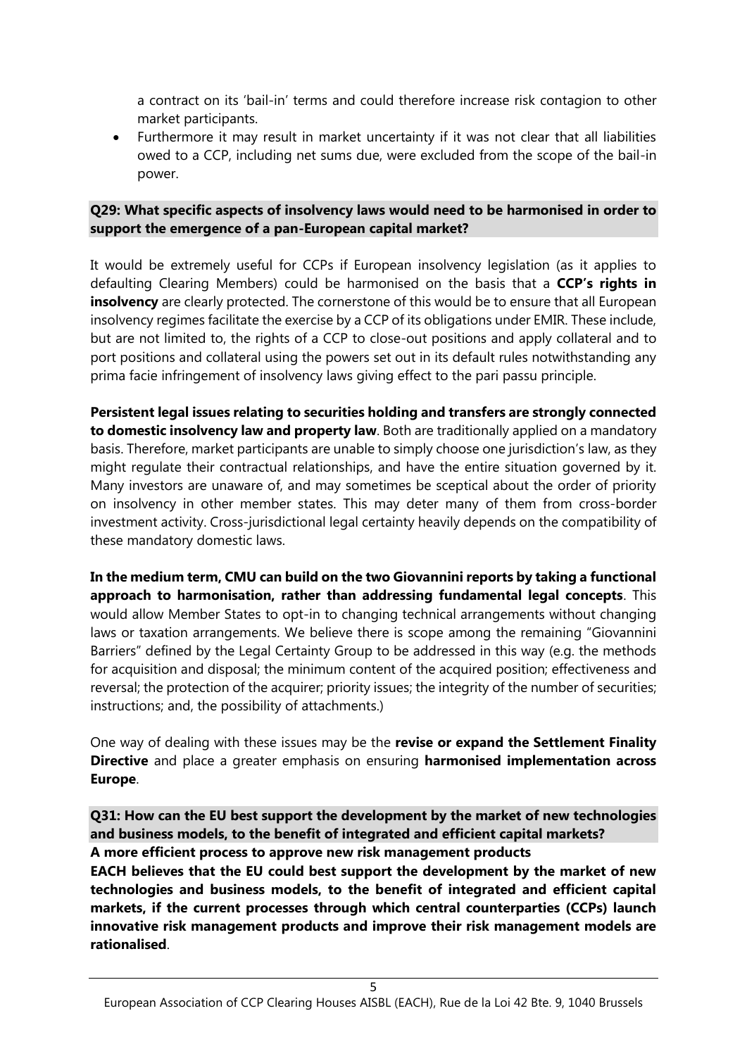a contract on its 'bail-in' terms and could therefore increase risk contagion to other market participants.

- Furthermore it may result in market uncertainty if it was not clear that all liabilities owed to a CCP, including net sums due, were excluded from the scope of the bail-in power.

**Q29: What specific aspects of insolvency laws would need to be harmonised in order to support the emergence of a pan-European capital market?**

It would be extremely useful for CCPs if European insolvency legislation (as it applies to defaulting Clearing Members) could be harmonised on the basis that a **CCP's rights in insolvency** are clearly protected. The cornerstone of this would be to ensure that all European insolvency regimes facilitate the exercise by a CCP of its obligations under EMIR. These include, but are not limited to, the rights of a CCP to close-out positions and apply collateral and to port positions and collateral using the powers set out in its default rules notwithstanding any prima facie infringement of insolvency laws giving effect to the pari passu principle.

**Persistent legal issues relating to securities holding and transfers are strongly connected to domestic insolvency law and property law**. Both are traditionally applied on a mandatory basis. Therefore, market participants are unable to simply choose one jurisdiction's law, as they might regulate their contractual relationships, and have the entire situation governed by it. Many investors are unaware of, and may sometimes be sceptical about the order of priority on insolvency in other member states. This may deter many of them from cross-border investment activity. Cross-jurisdictional legal certainty heavily depends on the compatibility of these mandatory domestic laws.

**In the medium term, CMU can build on the two Giovannini reports by taking a functional approach to harmonisation, rather than addressing fundamental legal concepts**. This would allow Member States to opt-in to changing technical arrangements without changing laws or taxation arrangements. We believe there is scope among the remaining "Giovannini Barriers" defined by the Legal Certainty Group to be addressed in this way (e.g. the methods for acquisition and disposal; the minimum content of the acquired position; effectiveness and reversal; the protection of the acquirer; priority issues; the integrity of the number of securities; instructions; and, the possibility of attachments.)

One way of dealing with these issues may be the **revise or expand the Settlement Finality Directive** and place a greater emphasis on ensuring **harmonised implementation across Europe**.

**Q31: How can the EU best support the development by the market of new technologies and business models, to the benefit of integrated and efficient capital markets?**

**A more efficient process to approve new risk management products**

**EACH believes that the EU could best support the development by the market of new technologies and business models, to the benefit of integrated and efficient capital markets, if the current processes through which central counterparties (CCPs) launch innovative risk management products and improve their risk management models are rationalised**.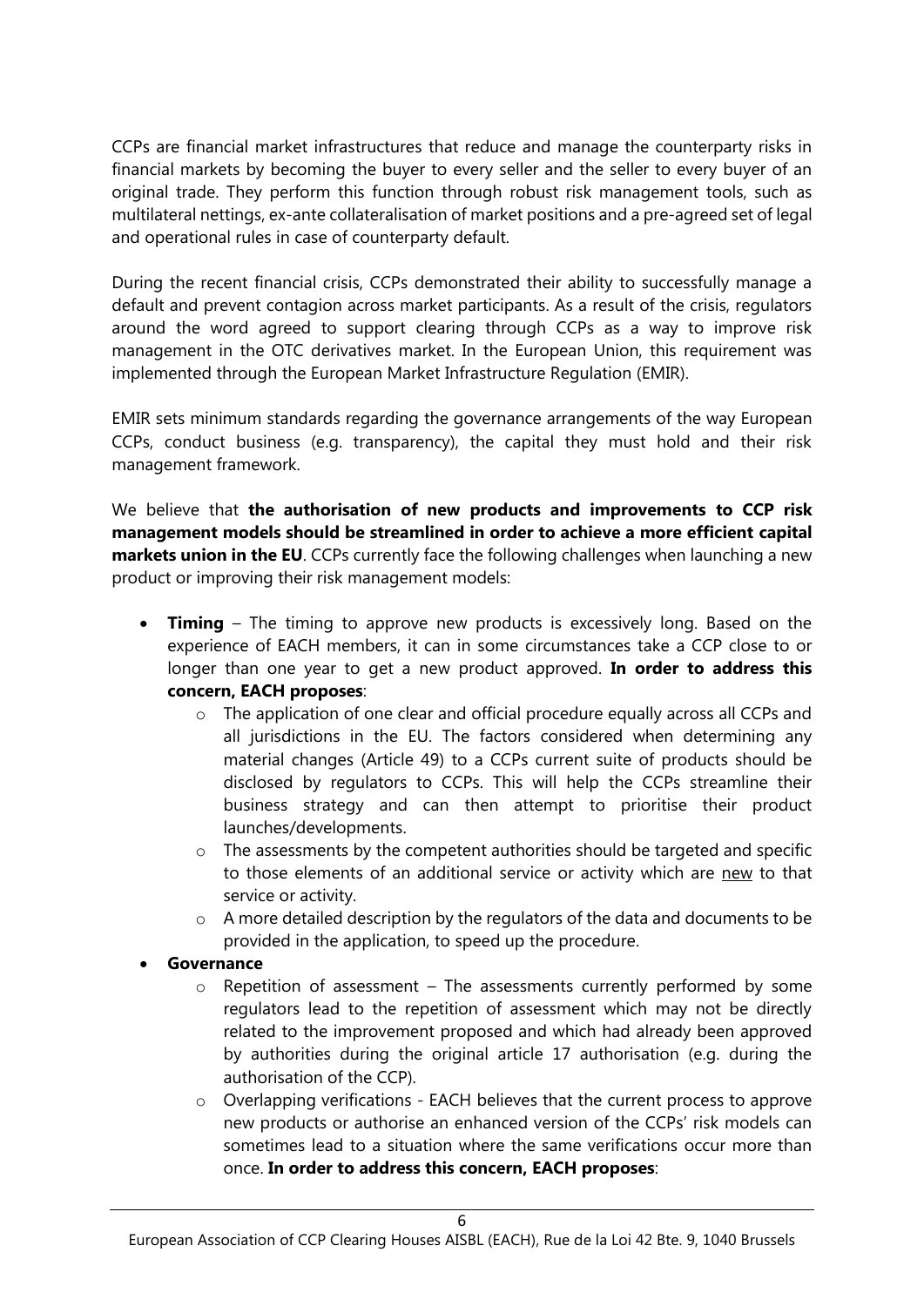CCPs are financial market infrastructures that reduce and manage the counterparty risks in financial markets by becoming the buyer to every seller and the seller to every buyer of an original trade. They perform this function through robust risk management tools, such as multilateral nettings, ex-ante collateralisation of market positions and a pre-agreed set of legal and operational rules in case of counterparty default.

During the recent financial crisis, CCPs demonstrated their ability to successfully manage a default and prevent contagion across market participants. As a result of the crisis, regulators around the word agreed to support clearing through CCPs as a way to improve risk management in the OTC derivatives market. In the European Union, this requirement was implemented through the European Market Infrastructure Regulation (EMIR).

EMIR sets minimum standards regarding the governance arrangements of the way European CCPs, conduct business (e.g. transparency), the capital they must hold and their risk management framework.

We believe that **the authorisation of new products and improvements to CCP risk management models should be streamlined in order to achieve a more efficient capital markets union in the EU**. CCPs currently face the following challenges when launching a new product or improving their risk management models:

- **Timing** – The timing to approve new products is excessively long. Based on the experience of EACH members, it can in some circumstances take a CCP close to or longer than one year to get a new product approved. **In order to address this concern, EACH proposes**:
  - The application of one clear and official procedure equally across all CCPs and all jurisdictions in the EU. The factors considered when determining any material changes (Article 49) to a CCPs current suite of products should be disclosed by regulators to CCPs. This will help the CCPs streamline their business strategy and can then attempt to prioritise their product launches/developments.
  - The assessments by the competent authorities should be targeted and specific to those elements of an additional service or activity which are new to that service or activity.
  - A more detailed description by the regulators of the data and documents to be provided in the application, to speed up the procedure.
- **Governance**
  - Repetition of assessment – The assessments currently performed by some regulators lead to the repetition of assessment which may not be directly related to the improvement proposed and which had already been approved by authorities during the original article 17 authorisation (e.g. during the authorisation of the CCP).
  - Overlapping verifications - EACH believes that the current process to approve new products or authorise an enhanced version of the CCPs' risk models can sometimes lead to a situation where the same verifications occur more than once. **In order to address this concern, EACH proposes**: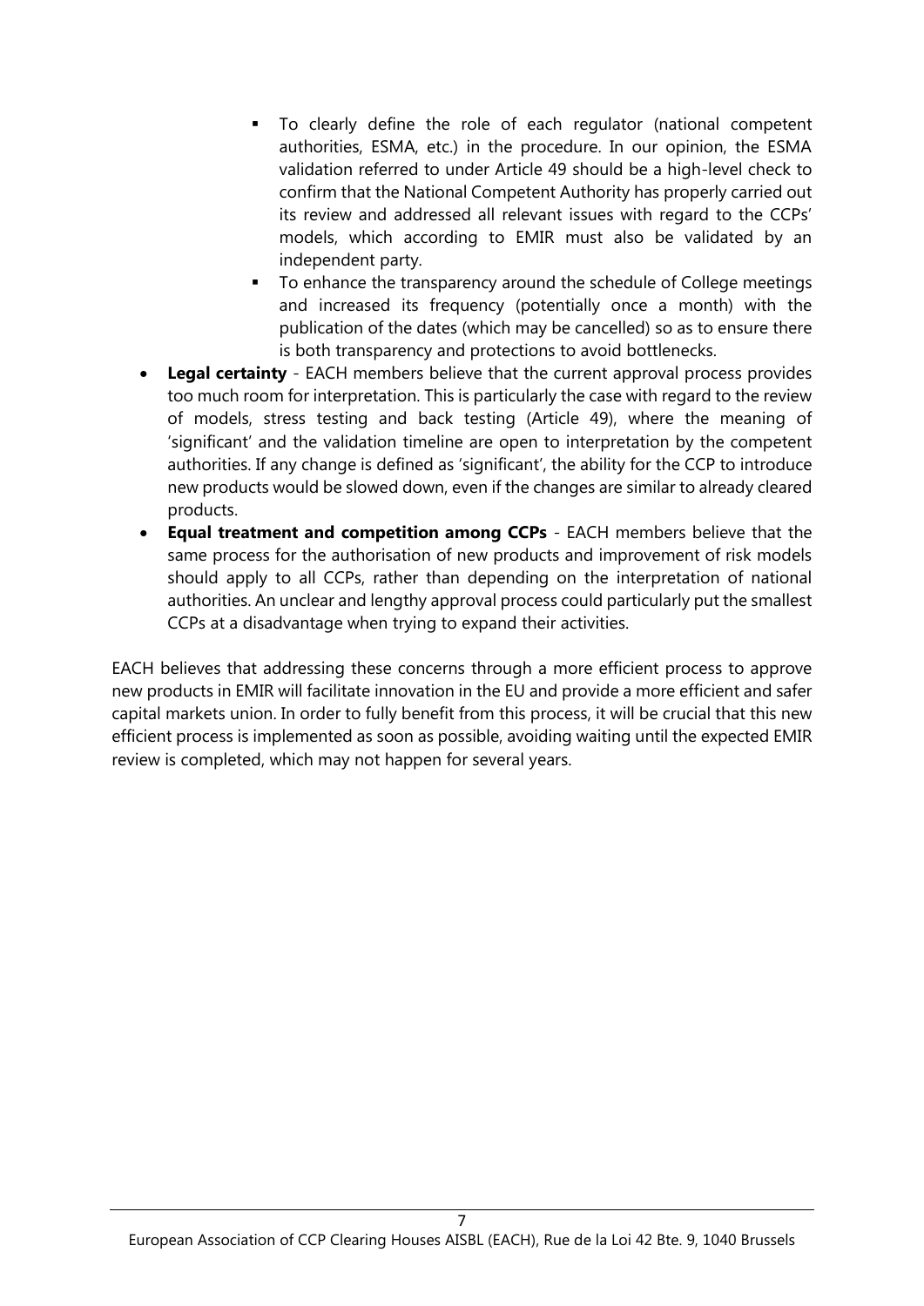- To clearly define the role of each regulator (national competent authorities, ESMA, etc.) in the procedure. In our opinion, the ESMA validation referred to under Article 49 should be a high-level check to confirm that the National Competent Authority has properly carried out its review and addressed all relevant issues with regard to the CCPs' models, which according to EMIR must also be validated by an independent party.
    - To enhance the transparency around the schedule of College meetings and increased its frequency (potentially once a month) with the publication of the dates (which may be cancelled) so as to ensure there is both transparency and protections to avoid bottlenecks.
- **Legal certainty** - EACH members believe that the current approval process provides too much room for interpretation. This is particularly the case with regard to the review of models, stress testing and back testing (Article 49), where the meaning of 'significant' and the validation timeline are open to interpretation by the competent authorities. If any change is defined as 'significant', the ability for the CCP to introduce new products would be slowed down, even if the changes are similar to already cleared products.
- **Equal treatment and competition among CCPs** - EACH members believe that the same process for the authorisation of new products and improvement of risk models should apply to all CCPs, rather than depending on the interpretation of national authorities. An unclear and lengthy approval process could particularly put the smallest CCPs at a disadvantage when trying to expand their activities.

EACH believes that addressing these concerns through a more efficient process to approve new products in EMIR will facilitate innovation in the EU and provide a more efficient and safer capital markets union. In order to fully benefit from this process, it will be crucial that this new efficient process is implemented as soon as possible, avoiding waiting until the expected EMIR review is completed, which may not happen for several years.